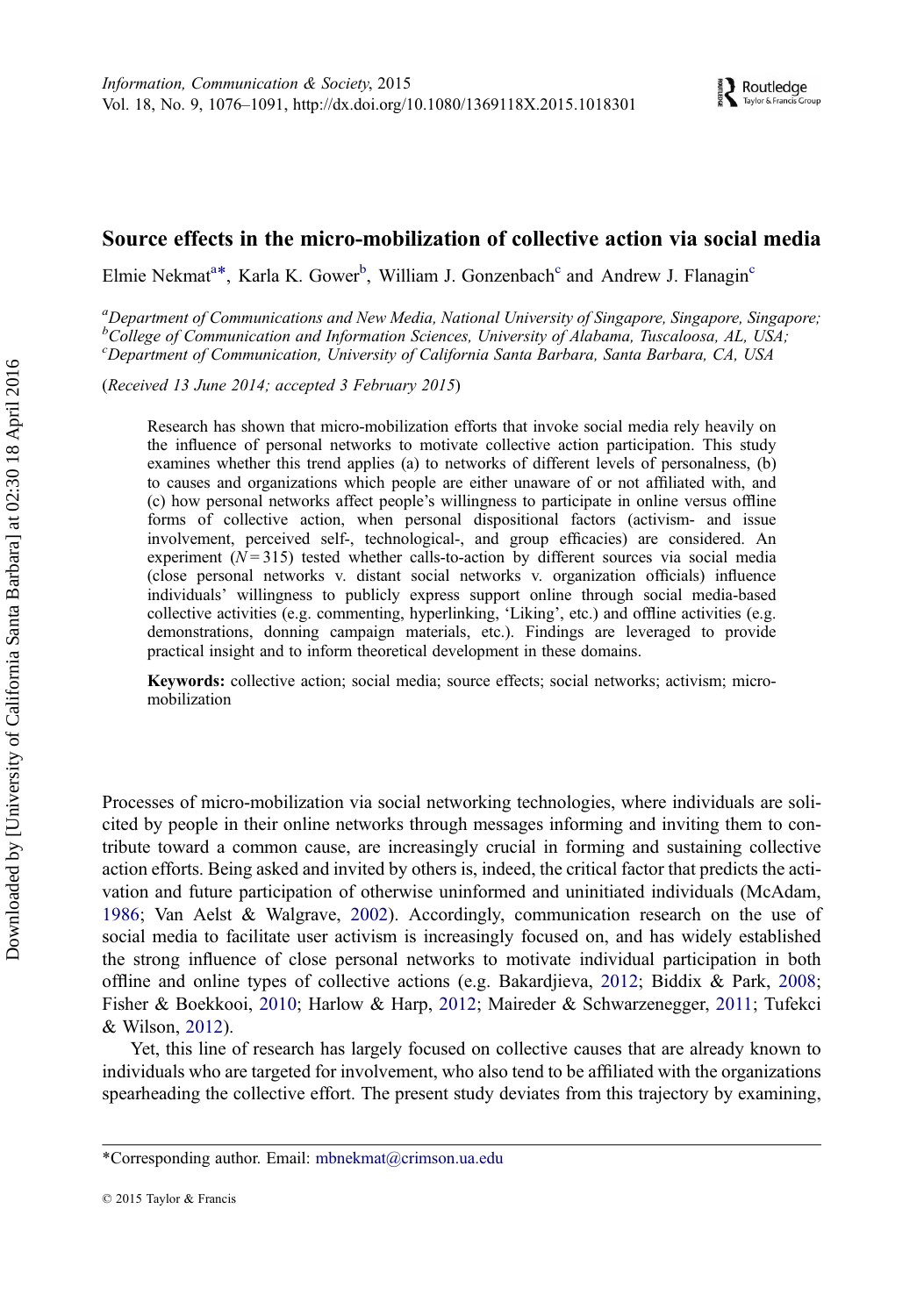# Source effects in the micro-mobilization of collective action via social media

Elmie Nekmat[a*], Karla K. Gower[b], William J. Gonzenbach[c] and Andrew J. Flanagin[c]

[a]*Department of Communications and New Media, National University of Singapore, Singapore, Singapore;* [b]*College of Communication and Information Sciences, University of Alabama, Tuscaloosa, AL, USA;* [c]*Department of Communication, University of California Santa Barbara, Santa Barbara, CA, USA*

(*Received 13 June 2014; accepted 3 February 2015*)

Research has shown that micro-mobilization efforts that invoke social media rely heavily on the influence of personal networks to motivate collective action participation. This study examines whether this trend applies (a) to networks of different levels of personalness, (b) to causes and organizations which people are either unaware of or not affiliated with, and (c) how personal networks affect people's willingness to participate in online versus offline forms of collective action, when personal dispositional factors (activism- and issue involvement, perceived self-, technological-, and group efficacies) are considered. An experiment ($N = 315$) tested whether calls-to-action by different sources via social media (close personal networks v. distant social networks v. organization officials) influence individuals' willingness to publicly express support online through social media-based collective activities (e.g. commenting, hyperlinking, 'Liking', etc.) and offline activities (e.g. demonstrations, donning campaign materials, etc.). Findings are leveraged to provide practical insight and to inform theoretical development in these domains.

**Keywords:** collective action; social media; source effects; social networks; activism; micro-mobilization

Processes of micro-mobilization via social networking technologies, where individuals are solicited by people in their online networks through messages informing and inviting them to contribute toward a common cause, are increasingly crucial in forming and sustaining collective action efforts. Being asked and invited by others is, indeed, the critical factor that predicts the activation and future participation of otherwise uninformed and uninitiated individuals (McAdam, 1986; Van Aelst & Walgrave, 2002). Accordingly, communication research on the use of social media to facilitate user activism is increasingly focused on, and has widely established the strong influence of close personal networks to motivate individual participation in both offline and online types of collective actions (e.g. Bakardjieva, 2012; Biddix & Park, 2008; Fisher & Boekkooi, 2010; Harlow & Harp, 2012; Maireder & Schwarzenegger, 2011; Tufekci & Wilson, 2012).

Yet, this line of research has largely focused on collective causes that are already known to individuals who are targeted for involvement, who also tend to be affiliated with the organizations spearheading the collective effort. The present study deviates from this trajectory by examining,

---

*Corresponding author. Email: mbnekmat@crimson.ua.edu

© 2015 Taylor & Francis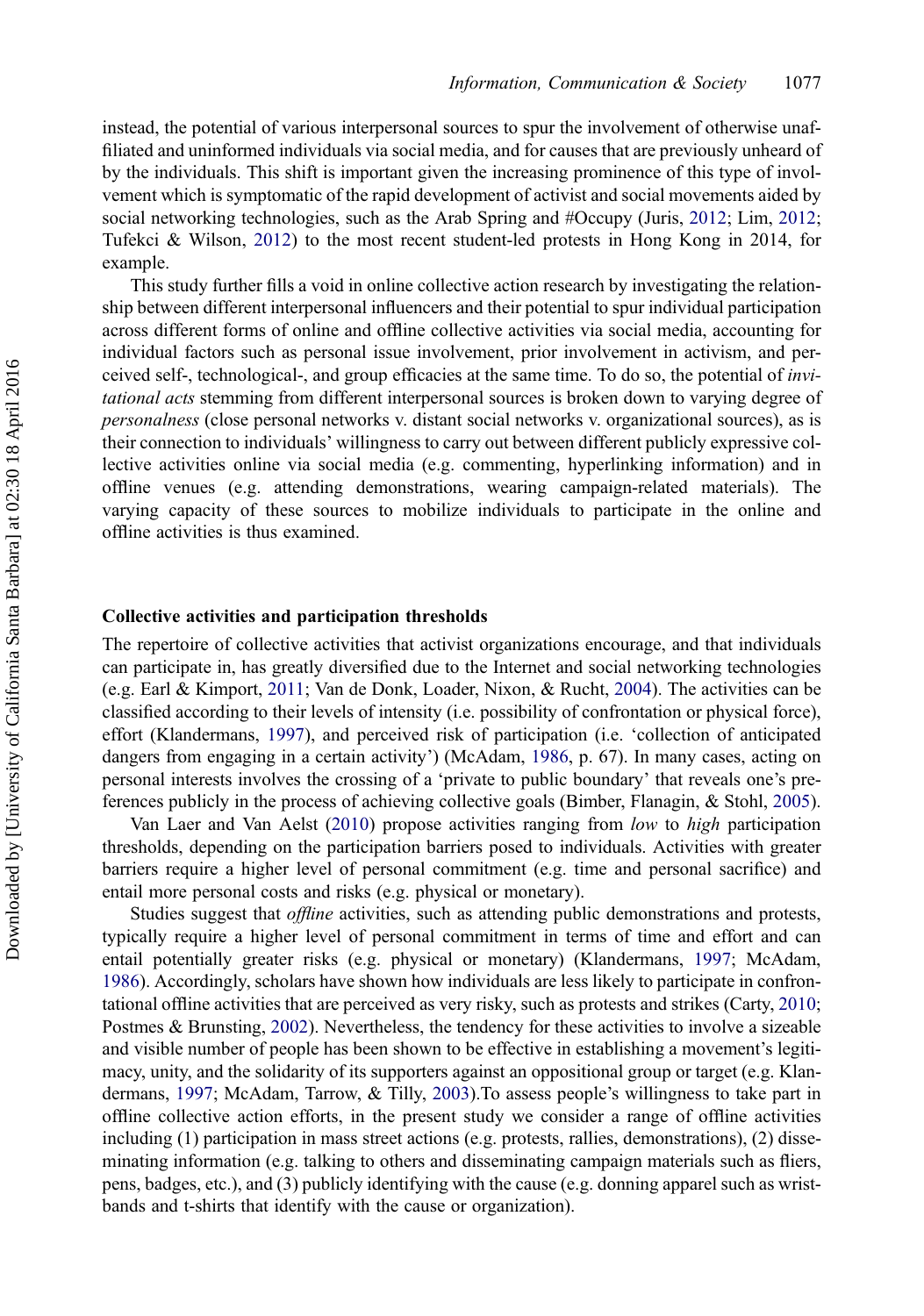instead, the potential of various interpersonal sources to spur the involvement of otherwise unaffiliated and uninformed individuals via social media, and for causes that are previously unheard of by the individuals. This shift is important given the increasing prominence of this type of involvement which is symptomatic of the rapid development of activist and social movements aided by social networking technologies, such as the Arab Spring and #Occupy (Juris, 2012; Lim, 2012; Tufekci & Wilson, 2012) to the most recent student-led protests in Hong Kong in 2014, for example.

This study further fills a void in online collective action research by investigating the relationship between different interpersonal influencers and their potential to spur individual participation across different forms of online and offline collective activities via social media, accounting for individual factors such as personal issue involvement, prior involvement in activism, and perceived self-, technological-, and group efficacies at the same time. To do so, the potential of *invitational acts* stemming from different interpersonal sources is broken down to varying degree of *personalness* (close personal networks v. distant social networks v. organizational sources), as is their connection to individuals' willingness to carry out between different publicly expressive collective activities online via social media (e.g. commenting, hyperlinking information) and in offline venues (e.g. attending demonstrations, wearing campaign-related materials). The varying capacity of these sources to mobilize individuals to participate in the online and offline activities is thus examined.

## Collective activities and participation thresholds

The repertoire of collective activities that activist organizations encourage, and that individuals can participate in, has greatly diversified due to the Internet and social networking technologies (e.g. Earl & Kimport, 2011; Van de Donk, Loader, Nixon, & Rucht, 2004). The activities can be classified according to their levels of intensity (i.e. possibility of confrontation or physical force), effort (Klandermans, 1997), and perceived risk of participation (i.e. 'collection of anticipated dangers from engaging in a certain activity') (McAdam, 1986, p. 67). In many cases, acting on personal interests involves the crossing of a 'private to public boundary' that reveals one's preferences publicly in the process of achieving collective goals (Bimber, Flanagin, & Stohl, 2005).

Van Laer and Van Aelst (2010) propose activities ranging from *low* to *high* participation thresholds, depending on the participation barriers posed to individuals. Activities with greater barriers require a higher level of personal commitment (e.g. time and personal sacrifice) and entail more personal costs and risks (e.g. physical or monetary).

Studies suggest that *offline* activities, such as attending public demonstrations and protests, typically require a higher level of personal commitment in terms of time and effort and can entail potentially greater risks (e.g. physical or monetary) (Klandermans, 1997; McAdam, 1986). Accordingly, scholars have shown how individuals are less likely to participate in confrontational offline activities that are perceived as very risky, such as protests and strikes (Carty, 2010; Postmes & Brunsting, 2002). Nevertheless, the tendency for these activities to involve a sizeable and visible number of people has been shown to be effective in establishing a movement's legitimacy, unity, and the solidarity of its supporters against an oppositional group or target (e.g. Klandermans, 1997; McAdam, Tarrow, & Tilly, 2003).To assess people's willingness to take part in offline collective action efforts, in the present study we consider a range of offline activities including (1) participation in mass street actions (e.g. protests, rallies, demonstrations), (2) disseminating information (e.g. talking to others and disseminating campaign materials such as fliers, pens, badges, etc.), and (3) publicly identifying with the cause (e.g. donning apparel such as wristbands and t-shirts that identify with the cause or organization).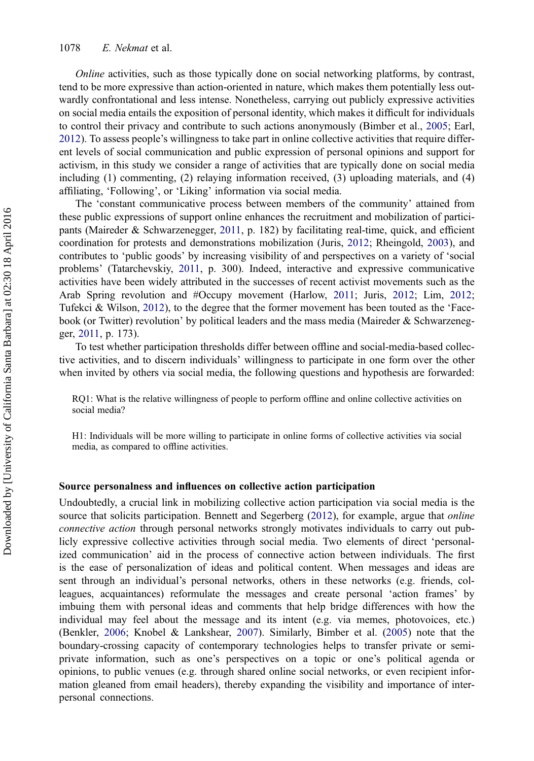*Online* activities, such as those typically done on social networking platforms, by contrast, tend to be more expressive than action-oriented in nature, which makes them potentially less outwardly confrontational and less intense. Nonetheless, carrying out publicly expressive activities on social media entails the exposition of personal identity, which makes it difficult for individuals to control their privacy and contribute to such actions anonymously (Bimber et al., 2005; Earl, 2012). To assess people's willingness to take part in online collective activities that require different levels of social communication and public expression of personal opinions and support for activism, in this study we consider a range of activities that are typically done on social media including (1) commenting, (2) relaying information received, (3) uploading materials, and (4) affiliating, 'Following', or 'Liking' information via social media.

The 'constant communicative process between members of the community' attained from these public expressions of support online enhances the recruitment and mobilization of participants (Maireder & Schwarzenegger, 2011, p. 182) by facilitating real-time, quick, and efficient coordination for protests and demonstrations mobilization (Juris, 2012; Rheingold, 2003), and contributes to 'public goods' by increasing visibility of and perspectives on a variety of 'social problems' (Tatarchevskiy, 2011, p. 300). Indeed, interactive and expressive communicative activities have been widely attributed in the successes of recent activist movements such as the Arab Spring revolution and #Occupy movement (Harlow, 2011; Juris, 2012; Lim, 2012; Tufekci & Wilson, 2012), to the degree that the former movement has been touted as the 'Facebook (or Twitter) revolution' by political leaders and the mass media (Maireder & Schwarzenegger, 2011, p. 173).

To test whether participation thresholds differ between offline and social-media-based collective activities, and to discern individuals' willingness to participate in one form over the other when invited by others via social media, the following questions and hypothesis are forwarded:

> RQ1: What is the relative willingness of people to perform offline and online collective activities on social media?

> H1: Individuals will be more willing to participate in online forms of collective activities via social media, as compared to offline activities.

### Source personalness and influences on collective action participation

Undoubtedly, a crucial link in mobilizing collective action participation via social media is the source that solicits participation. Bennett and Segerberg (2012), for example, argue that *online connective action* through personal networks strongly motivates individuals to carry out publicly expressive collective activities through social media. Two elements of direct 'personalized communication' aid in the process of connective action between individuals. The first is the ease of personalization of ideas and political content. When messages and ideas are sent through an individual's personal networks, others in these networks (e.g. friends, colleagues, acquaintances) reformulate the messages and create personal 'action frames' by imbuing them with personal ideas and comments that help bridge differences with how the individual may feel about the message and its intent (e.g. via memes, photovoices, etc.) (Benkler, 2006; Knobel & Lankshear, 2007). Similarly, Bimber et al. (2005) note that the boundary-crossing capacity of contemporary technologies helps to transfer private or semi-private information, such as one's perspectives on a topic or one's political agenda or opinions, to public venues (e.g. through shared online social networks, or even recipient information gleaned from email headers), thereby expanding the visibility and importance of interpersonal connections.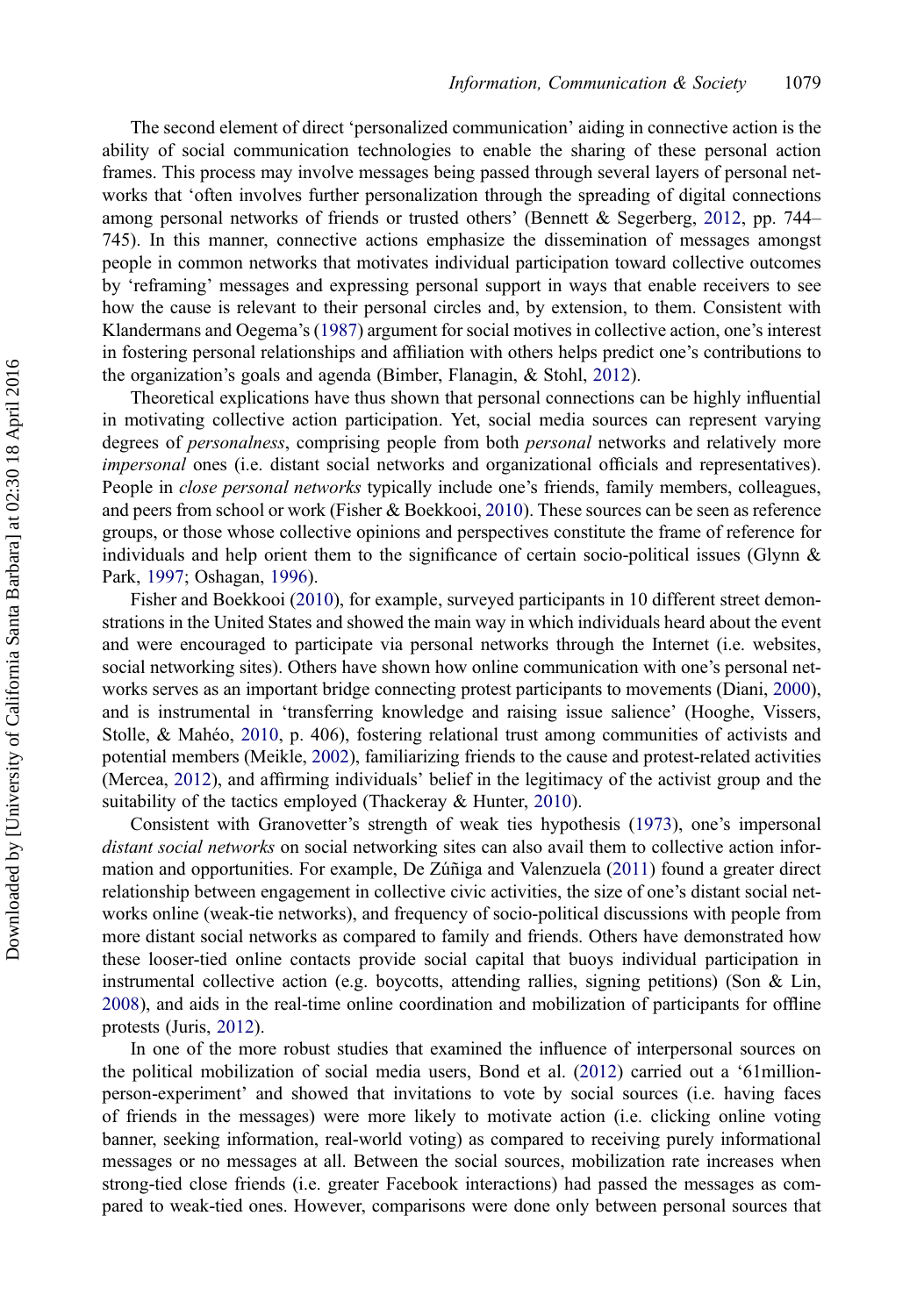The second element of direct 'personalized communication' aiding in connective action is the ability of social communication technologies to enable the sharing of these personal action frames. This process may involve messages being passed through several layers of personal networks that 'often involves further personalization through the spreading of digital connections among personal networks of friends or trusted others' (Bennett & Segerberg, 2012, pp. 744–745). In this manner, connective actions emphasize the dissemination of messages amongst people in common networks that motivates individual participation toward collective outcomes by 'reframing' messages and expressing personal support in ways that enable receivers to see how the cause is relevant to their personal circles and, by extension, to them. Consistent with Klandermans and Oegema's (1987) argument for social motives in collective action, one's interest in fostering personal relationships and affiliation with others helps predict one's contributions to the organization's goals and agenda (Bimber, Flanagin, & Stohl, 2012).

Theoretical explications have thus shown that personal connections can be highly influential in motivating collective action participation. Yet, social media sources can represent varying degrees of *personalness*, comprising people from both *personal* networks and relatively more *impersonal* ones (i.e. distant social networks and organizational officials and representatives). People in *close personal networks* typically include one's friends, family members, colleagues, and peers from school or work (Fisher & Boekkooi, 2010). These sources can be seen as reference groups, or those whose collective opinions and perspectives constitute the frame of reference for individuals and help orient them to the significance of certain socio-political issues (Glynn & Park, 1997; Oshagan, 1996).

Fisher and Boekkooi (2010), for example, surveyed participants in 10 different street demonstrations in the United States and showed the main way in which individuals heard about the event and were encouraged to participate via personal networks through the Internet (i.e. websites, social networking sites). Others have shown how online communication with one's personal networks serves as an important bridge connecting protest participants to movements (Diani, 2000), and is instrumental in 'transferring knowledge and raising issue salience' (Hooghe, Vissers, Stolle, & Mahéo, 2010, p. 406), fostering relational trust among communities of activists and potential members (Meikle, 2002), familiarizing friends to the cause and protest-related activities (Mercea, 2012), and affirming individuals' belief in the legitimacy of the activist group and the suitability of the tactics employed (Thackeray & Hunter, 2010).

Consistent with Granovetter's strength of weak ties hypothesis (1973), one's impersonal *distant social networks* on social networking sites can also avail them to collective action information and opportunities. For example, De Zúñiga and Valenzuela (2011) found a greater direct relationship between engagement in collective civic activities, the size of one's distant social networks online (weak-tie networks), and frequency of socio-political discussions with people from more distant social networks as compared to family and friends. Others have demonstrated how these looser-tied online contacts provide social capital that buoys individual participation in instrumental collective action (e.g. boycotts, attending rallies, signing petitions) (Son & Lin, 2008), and aids in the real-time online coordination and mobilization of participants for offline protests (Juris, 2012).

In one of the more robust studies that examined the influence of interpersonal sources on the political mobilization of social media users, Bond et al. (2012) carried out a '61million-person-experiment' and showed that invitations to vote by social sources (i.e. having faces of friends in the messages) were more likely to motivate action (i.e. clicking online voting banner, seeking information, real-world voting) as compared to receiving purely informational messages or no messages at all. Between the social sources, mobilization rate increases when strong-tied close friends (i.e. greater Facebook interactions) had passed the messages as compared to weak-tied ones. However, comparisons were done only between personal sources that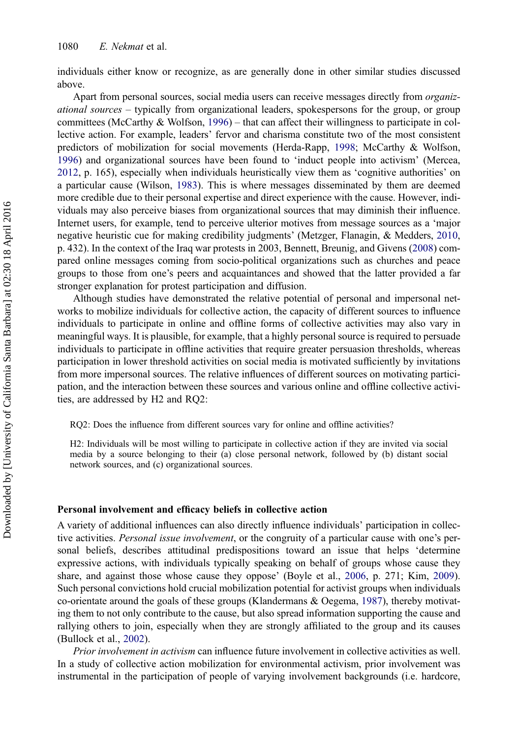individuals either know or recognize, as are generally done in other similar studies discussed above.

Apart from personal sources, social media users can receive messages directly from *organizational sources* – typically from organizational leaders, spokespersons for the group, or group committees (McCarthy & Wolfson, 1996) – that can affect their willingness to participate in collective action. For example, leaders' fervor and charisma constitute two of the most consistent predictors of mobilization for social movements (Herda-Rapp, 1998; McCarthy & Wolfson, 1996) and organizational sources have been found to 'induct people into activism' (Mercea, 2012, p. 165), especially when individuals heuristically view them as 'cognitive authorities' on a particular cause (Wilson, 1983). This is where messages disseminated by them are deemed more credible due to their personal expertise and direct experience with the cause. However, individuals may also perceive biases from organizational sources that may diminish their influence. Internet users, for example, tend to perceive ulterior motives from message sources as a 'major negative heuristic cue for making credibility judgments' (Metzger, Flanagin, & Medders, 2010, p. 432). In the context of the Iraq war protests in 2003, Bennett, Breunig, and Givens (2008) compared online messages coming from socio-political organizations such as churches and peace groups to those from one's peers and acquaintances and showed that the latter provided a far stronger explanation for protest participation and diffusion.

Although studies have demonstrated the relative potential of personal and impersonal networks to mobilize individuals for collective action, the capacity of different sources to influence individuals to participate in online and offline forms of collective activities may also vary in meaningful ways. It is plausible, for example, that a highly personal source is required to persuade individuals to participate in offline activities that require greater persuasion thresholds, whereas participation in lower threshold activities on social media is motivated sufficiently by invitations from more impersonal sources. The relative influences of different sources on motivating participation, and the interaction between these sources and various online and offline collective activities, are addressed by H2 and RQ2:

> RQ2: Does the influence from different sources vary for online and offline activities?
>
> H2: Individuals will be most willing to participate in collective action if they are invited via social media by a source belonging to their (a) close personal network, followed by (b) distant social network sources, and (c) organizational sources.

## Personal involvement and efficacy beliefs in collective action

A variety of additional influences can also directly influence individuals' participation in collective activities. *Personal issue involvement*, or the congruity of a particular cause with one's personal beliefs, describes attitudinal predispositions toward an issue that helps 'determine expressive actions, with individuals typically speaking on behalf of groups whose cause they share, and against those whose cause they oppose' (Boyle et al., 2006, p. 271; Kim, 2009). Such personal convictions hold crucial mobilization potential for activist groups when individuals co-orientate around the goals of these groups (Klandermans & Oegema, 1987), thereby motivating them to not only contribute to the cause, but also spread information supporting the cause and rallying others to join, especially when they are strongly affiliated to the group and its causes (Bullock et al., 2002).

*Prior involvement in activism* can influence future involvement in collective activities as well. In a study of collective action mobilization for environmental activism, prior involvement was instrumental in the participation of people of varying involvement backgrounds (i.e. hardcore,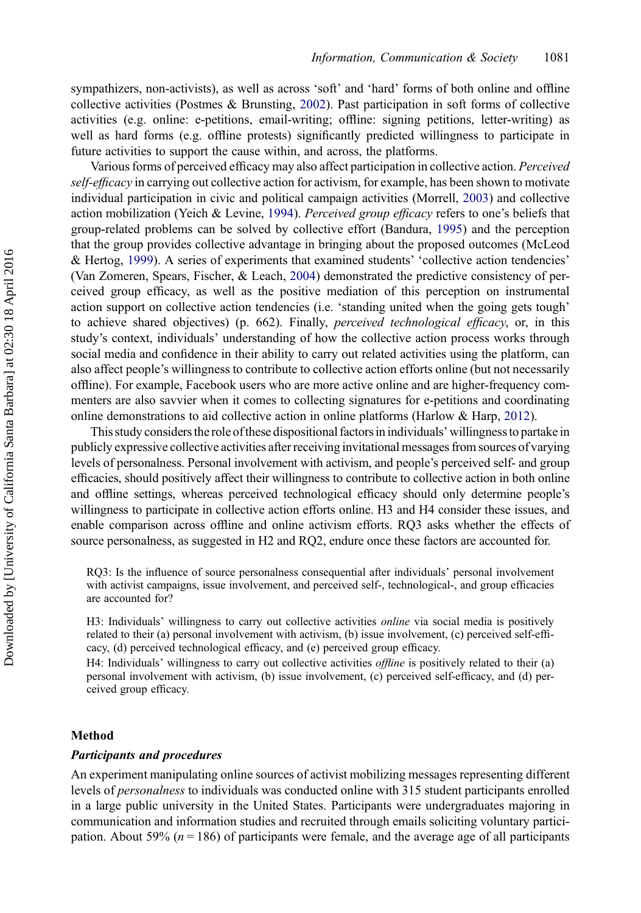sympathizers, non-activists), as well as across 'soft' and 'hard' forms of both online and offline collective activities (Postmes & Brunsting, 2002). Past participation in soft forms of collective activities (e.g. online: e-petitions, email-writing; offline: signing petitions, letter-writing) as well as hard forms (e.g. offline protests) significantly predicted willingness to participate in future activities to support the cause within, and across, the platforms.

Various forms of perceived efficacy may also affect participation in collective action. *Perceived self-efficacy* in carrying out collective action for activism, for example, has been shown to motivate individual participation in civic and political campaign activities (Morrell, 2003) and collective action mobilization (Yeich & Levine, 1994). *Perceived group efficacy* refers to one's beliefs that group-related problems can be solved by collective effort (Bandura, 1995) and the perception that the group provides collective advantage in bringing about the proposed outcomes (McLeod & Hertog, 1999). A series of experiments that examined students' 'collective action tendencies' (Van Zomeren, Spears, Fischer, & Leach, 2004) demonstrated the predictive consistency of perceived group efficacy, as well as the positive mediation of this perception on instrumental action support on collective action tendencies (i.e. 'standing united when the going gets tough' to achieve shared objectives) (p. 662). Finally, *perceived technological efficacy*, or, in this study's context, individuals' understanding of how the collective action process works through social media and confidence in their ability to carry out related activities using the platform, can also affect people's willingness to contribute to collective action efforts online (but not necessarily offline). For example, Facebook users who are more active online and are higher-frequency commenters are also savvier when it comes to collecting signatures for e-petitions and coordinating online demonstrations to aid collective action in online platforms (Harlow & Harp, 2012).

This study considers the role of these dispositional factors in individuals' willingness to partake in publicly expressive collective activities after receiving invitational messages from sources of varying levels of personalness. Personal involvement with activism, and people's perceived self- and group efficacies, should positively affect their willingness to contribute to collective action in both online and offline settings, whereas perceived technological efficacy should only determine people's willingness to participate in collective action efforts online. H3 and H4 consider these issues, and enable comparison across offline and online activism efforts. RQ3 asks whether the effects of source personalness, as suggested in H2 and RQ2, endure once these factors are accounted for.

> RQ3: Is the influence of source personalness consequential after individuals' personal involvement with activist campaigns, issue involvement, and perceived self-, technological-, and group efficacies are accounted for?

> H3: Individuals' willingness to carry out collective activities *online* via social media is positively related to their (a) personal involvement with activism, (b) issue involvement, (c) perceived self-efficacy, (d) perceived technological efficacy, and (e) perceived group efficacy.
>
> H4: Individuals' willingness to carry out collective activities *offline* is positively related to their (a) personal involvement with activism, (b) issue involvement, (c) perceived self-efficacy, and (d) perceived group efficacy.

## Method

### *Participants and procedures*

An experiment manipulating online sources of activist mobilizing messages representing different levels of *personalness* to individuals was conducted online with 315 student participants enrolled in a large public university in the United States. Participants were undergraduates majoring in communication and information studies and recruited through emails soliciting voluntary participation. About 59% ($n = 186$) of participants were female, and the average age of all participants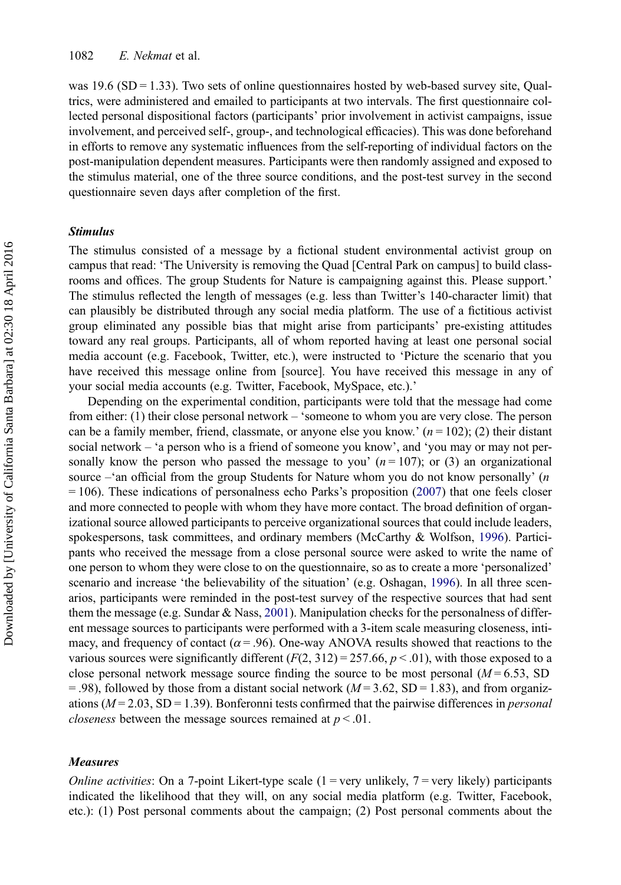was 19.6 (SD = 1.33). Two sets of online questionnaires hosted by web-based survey site, Qualtrics, were administered and emailed to participants at two intervals. The first questionnaire collected personal dispositional factors (participants' prior involvement in activist campaigns, issue involvement, and perceived self-, group-, and technological efficacies). This was done beforehand in efforts to remove any systematic influences from the self-reporting of individual factors on the post-manipulation dependent measures. Participants were then randomly assigned and exposed to the stimulus material, one of the three source conditions, and the post-test survey in the second questionnaire seven days after completion of the first.

### *Stimulus*

The stimulus consisted of a message by a fictional student environmental activist group on campus that read: 'The University is removing the Quad [Central Park on campus] to build classrooms and offices. The group Students for Nature is campaigning against this. Please support.' The stimulus reflected the length of messages (e.g. less than Twitter's 140-character limit) that can plausibly be distributed through any social media platform. The use of a fictitious activist group eliminated any possible bias that might arise from participants' pre-existing attitudes toward any real groups. Participants, all of whom reported having at least one personal social media account (e.g. Facebook, Twitter, etc.), were instructed to 'Picture the scenario that you have received this message online from [source]. You have received this message in any of your social media accounts (e.g. Twitter, Facebook, MySpace, etc.).'

Depending on the experimental condition, participants were told that the message had come from either: (1) their close personal network – 'someone to whom you are very close. The person can be a family member, friend, classmate, or anyone else you know.' ($n = 102$); (2) their distant social network – 'a person who is a friend of someone you know', and 'you may or may not personally know the person who passed the message to you' ($n = 107$); or (3) an organizational source –'an official from the group Students for Nature whom you do not know personally' ($n = 106$). These indications of personalness echo Parks's proposition (2007) that one feels closer and more connected to people with whom they have more contact. The broad definition of organizational source allowed participants to perceive organizational sources that could include leaders, spokespersons, task committees, and ordinary members (McCarthy & Wolfson, 1996). Participants who received the message from a close personal source were asked to write the name of one person to whom they were close to on the questionnaire, so as to create a more 'personalized' scenario and increase 'the believability of the situation' (e.g. Oshagan, 1996). In all three scenarios, participants were reminded in the post-test survey of the respective sources that had sent them the message (e.g. Sundar & Nass, 2001). Manipulation checks for the personalness of different message sources to participants were performed with a 3-item scale measuring closeness, intimacy, and frequency of contact ($\alpha = .96$). One-way ANOVA results showed that reactions to the various sources were significantly different ($F(2, 312) = 257.66$, $p < .01$), with those exposed to a close personal network message source finding the source to be most personal ($M = 6.53$, SD = .98), followed by those from a distant social network ($M = 3.62$, SD = 1.83), and from organizations ($M = 2.03$, SD = 1.39). Bonferonni tests confirmed that the pairwise differences in *personal closeness* between the message sources remained at $p < .01$.

### *Measures*

*Online activities*: On a 7-point Likert-type scale (1 = very unlikely, 7 = very likely) participants indicated the likelihood that they will, on any social media platform (e.g. Twitter, Facebook, etc.): (1) Post personal comments about the campaign; (2) Post personal comments about the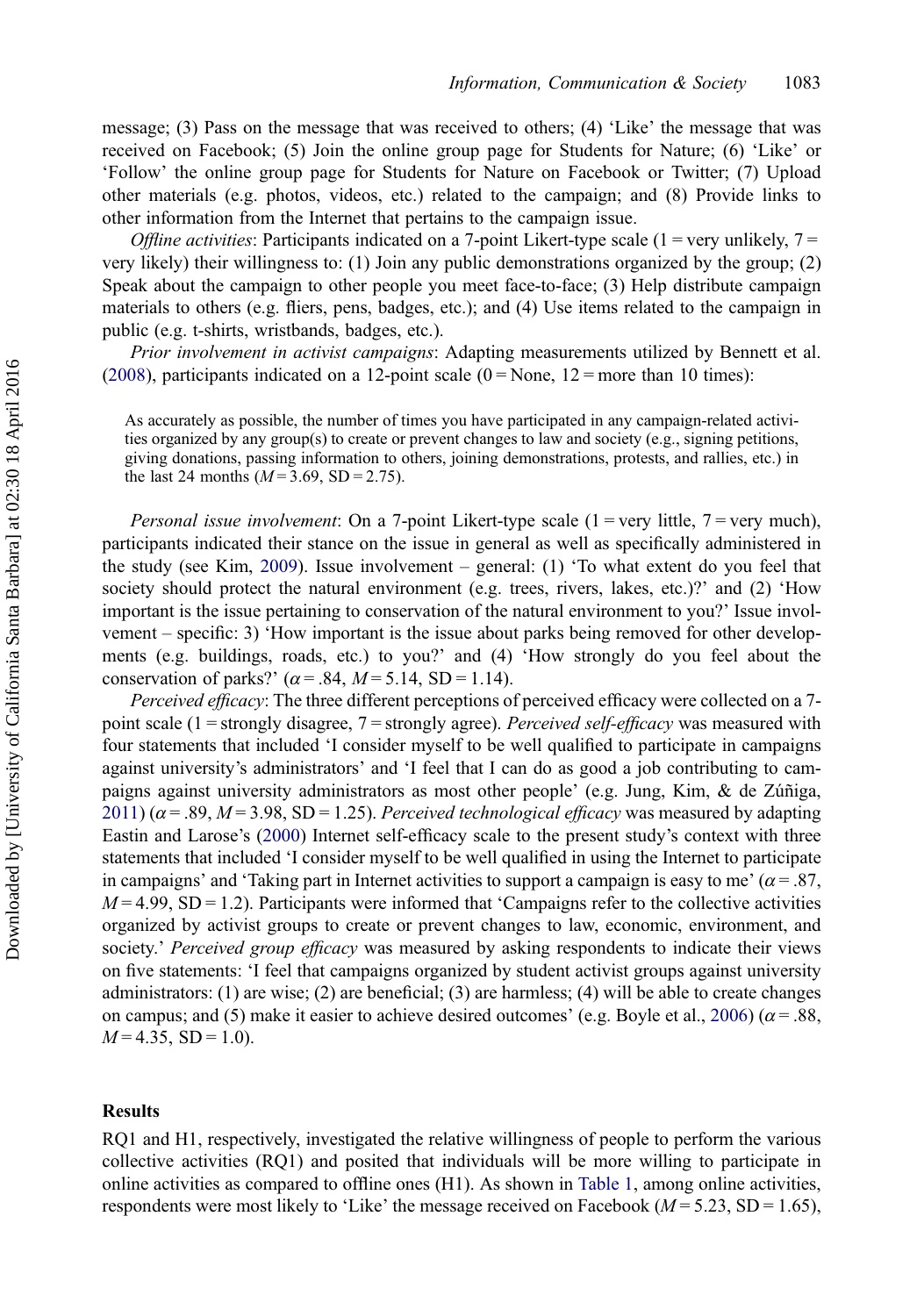message; (3) Pass on the message that was received to others; (4) 'Like' the message that was received on Facebook; (5) Join the online group page for Students for Nature; (6) 'Like' or 'Follow' the online group page for Students for Nature on Facebook or Twitter; (7) Upload other materials (e.g. photos, videos, etc.) related to the campaign; and (8) Provide links to other information from the Internet that pertains to the campaign issue.

*Offline activities*: Participants indicated on a 7-point Likert-type scale (1 = very unlikely, 7 = very likely) their willingness to: (1) Join any public demonstrations organized by the group; (2) Speak about the campaign to other people you meet face-to-face; (3) Help distribute campaign materials to others (e.g. fliers, pens, badges, etc.); and (4) Use items related to the campaign in public (e.g. t-shirts, wristbands, badges, etc.).

*Prior involvement in activist campaigns*: Adapting measurements utilized by Bennett et al. (2008), participants indicated on a 12-point scale (0 = None, 12 = more than 10 times):

> As accurately as possible, the number of times you have participated in any campaign-related activities organized by any group(s) to create or prevent changes to law and society (e.g., signing petitions, giving donations, passing information to others, joining demonstrations, protests, and rallies, etc.) in the last 24 months ($M = 3.69$, SD = 2.75).

*Personal issue involvement*: On a 7-point Likert-type scale (1 = very little, 7 = very much), participants indicated their stance on the issue in general as well as specifically administered in the study (see Kim, 2009). Issue involvement – general: (1) 'To what extent do you feel that society should protect the natural environment (e.g. trees, rivers, lakes, etc.)?' and (2) 'How important is the issue pertaining to conservation of the natural environment to you?' Issue involvement – specific: 3) 'How important is the issue about parks being removed for other developments (e.g. buildings, roads, etc.) to you?' and (4) 'How strongly do you feel about the conservation of parks?' ($\alpha = .84$, $M = 5.14$, SD = 1.14).

*Perceived efficacy*: The three different perceptions of perceived efficacy were collected on a 7-point scale (1 = strongly disagree, 7 = strongly agree). *Perceived self-efficacy* was measured with four statements that included 'I consider myself to be well qualified to participate in campaigns against university's administrators' and 'I feel that I can do as good a job contributing to campaigns against university administrators as most other people' (e.g. Jung, Kim, & de Zúñiga, 2011) ($\alpha = .89$, $M = 3.98$, SD = 1.25). *Perceived technological efficacy* was measured by adapting Eastin and Larose's (2000) Internet self-efficacy scale to the present study's context with three statements that included 'I consider myself to be well qualified in using the Internet to participate in campaigns' and 'Taking part in Internet activities to support a campaign is easy to me' ($\alpha = .87$, $M = 4.99$, SD = 1.2). Participants were informed that 'Campaigns refer to the collective activities organized by activist groups to create or prevent changes to law, economic, environment, and society.' *Perceived group efficacy* was measured by asking respondents to indicate their views on five statements: 'I feel that campaigns organized by student activist groups against university administrators: (1) are wise; (2) are beneficial; (3) are harmless; (4) will be able to create changes on campus; and (5) make it easier to achieve desired outcomes' (e.g. Boyle et al., 2006) ($\alpha = .88$, $M = 4.35$, SD = 1.0).

## Results

RQ1 and H1, respectively, investigated the relative willingness of people to perform the various collective activities (RQ1) and posited that individuals will be more willing to participate in online activities as compared to offline ones (H1). As shown in Table 1, among online activities, respondents were most likely to 'Like' the message received on Facebook ($M = 5.23$, SD = 1.65),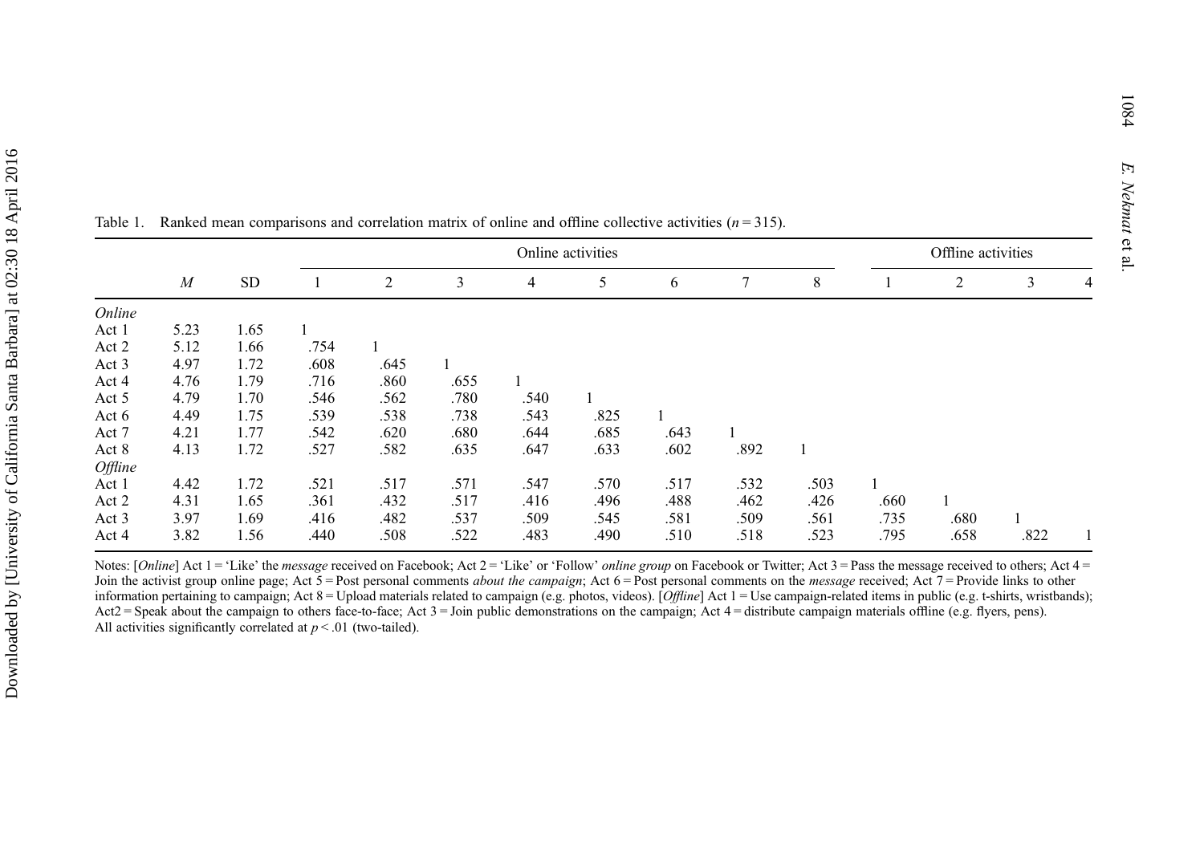Table 1. Ranked mean comparisons and correlation matrix of online and offline collective activities ($n = 315$).

| | *M* | SD | Online activities | | | | | | | | Offline activities | | | |
|---|---|---|---|---|---|---|---|---|---|---|---|---|---|---|
| | | | 1 | 2 | 3 | 4 | 5 | 6 | 7 | 8 | 1 | 2 | 3 | 4 |
| *Online* | | | | | | | | | | | | | | |
| Act 1 | 5.23 | 1.65 | 1 | | | | | | | | | | | |
| Act 2 | 5.12 | 1.66 | .754 | 1 | | | | | | | | | | |
| Act 3 | 4.97 | 1.72 | .608 | .645 | 1 | | | | | | | | | |
| Act 4 | 4.76 | 1.79 | .716 | .860 | .655 | 1 | | | | | | | | |
| Act 5 | 4.79 | 1.70 | .546 | .562 | .780 | .540 | 1 | | | | | | | |
| Act 6 | 4.49 | 1.75 | .539 | .538 | .738 | .543 | .825 | 1 | | | | | | |
| Act 7 | 4.21 | 1.77 | .542 | .620 | .680 | .644 | .685 | .643 | 1 | | | | | |
| Act 8 | 4.13 | 1.72 | .527 | .582 | .635 | .647 | .633 | .602 | .892 | 1 | | | | |
| *Offline* | | | | | | | | | | | | | | |
| Act 1 | 4.42 | 1.72 | .521 | .517 | .571 | .547 | .570 | .517 | .532 | .503 | 1 | | | |
| Act 2 | 4.31 | 1.65 | .361 | .432 | .517 | .416 | .496 | .488 | .462 | .426 | .660 | 1 | | |
| Act 3 | 3.97 | 1.69 | .416 | .482 | .537 | .509 | .545 | .581 | .509 | .561 | .735 | .680 | 1 | |
| Act 4 | 3.82 | 1.56 | .440 | .508 | .522 | .483 | .490 | .510 | .518 | .523 | .795 | .658 | .822 | 1 |

Notes: [*Online*] Act 1 = 'Like' the *message* received on Facebook; Act 2 = 'Like' or 'Follow' *online group* on Facebook or Twitter; Act 3 = Pass the message received to others; Act 4 = Join the activist group online page; Act 5 = Post personal comments *about the campaign*; Act 6 = Post personal comments on the *message* received; Act 7 = Provide links to other information pertaining to campaign; Act 8 = Upload materials related to campaign (e.g. photos, videos). [*Offline*] Act 1 = Use campaign-related items in public (e.g. t-shirts, wristbands); Act2 = Speak about the campaign to others face-to-face; Act 3 = Join public demonstrations on the campaign; Act 4 = distribute campaign materials offline (e.g. flyers, pens).
All activities significantly correlated at $p < .01$ (two-tailed).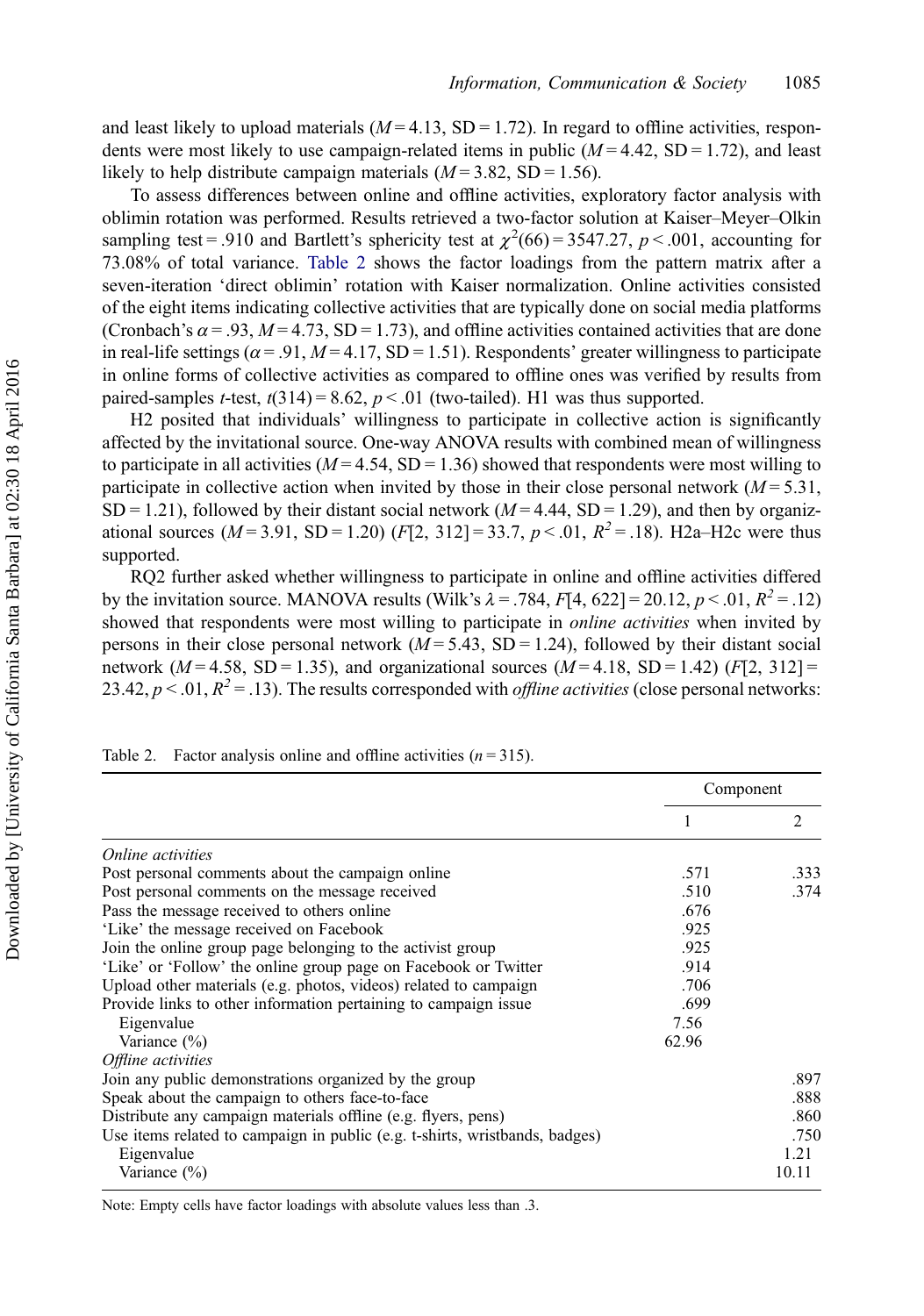and least likely to upload materials ($M = 4.13$, SD = 1.72). In regard to offline activities, respondents were most likely to use campaign-related items in public ($M = 4.42$, SD = 1.72), and least likely to help distribute campaign materials ($M = 3.82$, SD = 1.56).

To assess differences between online and offline activities, exploratory factor analysis with oblimin rotation was performed. Results retrieved a two-factor solution at Kaiser–Meyer–Olkin sampling test = .910 and Bartlett's sphericity test at $\chi^2(66) = 3547.27$, $p < .001$, accounting for 73.08% of total variance. Table 2 shows the factor loadings from the pattern matrix after a seven-iteration 'direct oblimin' rotation with Kaiser normalization. Online activities consisted of the eight items indicating collective activities that are typically done on social media platforms (Cronbach's $\alpha = .93$, $M = 4.73$, SD = 1.73), and offline activities contained activities that are done in real-life settings ($\alpha = .91$, $M = 4.17$, SD = 1.51). Respondents' greater willingness to participate in online forms of collective activities as compared to offline ones was verified by results from paired-samples *t*-test, $t(314) = 8.62$, $p < .01$ (two-tailed). H1 was thus supported.

H2 posited that individuals' willingness to participate in collective action is significantly affected by the invitational source. One-way ANOVA results with combined mean of willingness to participate in all activities ($M = 4.54$, SD = 1.36) showed that respondents were most willing to participate in collective action when invited by those in their close personal network ($M = 5.31$, SD = 1.21), followed by their distant social network ($M = 4.44$, SD = 1.29), and then by organizational sources ($M = 3.91$, SD = 1.20) ($F[2, 312] = 33.7$, $p < .01$, $R^2 = .18$). H2a–H2c were thus supported.

RQ2 further asked whether willingness to participate in online and offline activities differed by the invitation source. MANOVA results (Wilk's $\lambda = .784$, $F[4, 622] = 20.12$, $p < .01$, $R^2 = .12$) showed that respondents were most willing to participate in *online activities* when invited by persons in their close personal network ($M = 5.43$, SD = 1.24), followed by their distant social network ($M = 4.58$, SD = 1.35), and organizational sources ($M = 4.18$, SD = 1.42) ($F[2, 312] = 23.42$, $p < .01$, $R^2 = .13$). The results corresponded with *offline activities* (close personal networks:

Table 2. Factor analysis online and offline activities ($n = 315$).

| | Component | |
|---|---|---|
| | 1 | 2 |
| *Online activities* | | |
| Post personal comments about the campaign online | .571 | .333 |
| Post personal comments on the message received | .510 | .374 |
| Pass the message received to others online | .676 | |
| 'Like' the message received on Facebook | .925 | |
| Join the online group page belonging to the activist group | .925 | |
| 'Like' or 'Follow' the online group page on Facebook or Twitter | .914 | |
| Upload other materials (e.g. photos, videos) related to campaign | .706 | |
| Provide links to other information pertaining to campaign issue | .699 | |
| Eigenvalue | 7.56 | |
| Variance (%) | 62.96 | |
| *Offline activities* | | |
| Join any public demonstrations organized by the group | | .897 |
| Speak about the campaign to others face-to-face | | .888 |
| Distribute any campaign materials offline (e.g. flyers, pens) | | .860 |
| Use items related to campaign in public (e.g. t-shirts, wristbands, badges) | | .750 |
| Eigenvalue | | 1.21 |
| Variance (%) | | 10.11 |

Note: Empty cells have factor loadings with absolute values less than .3.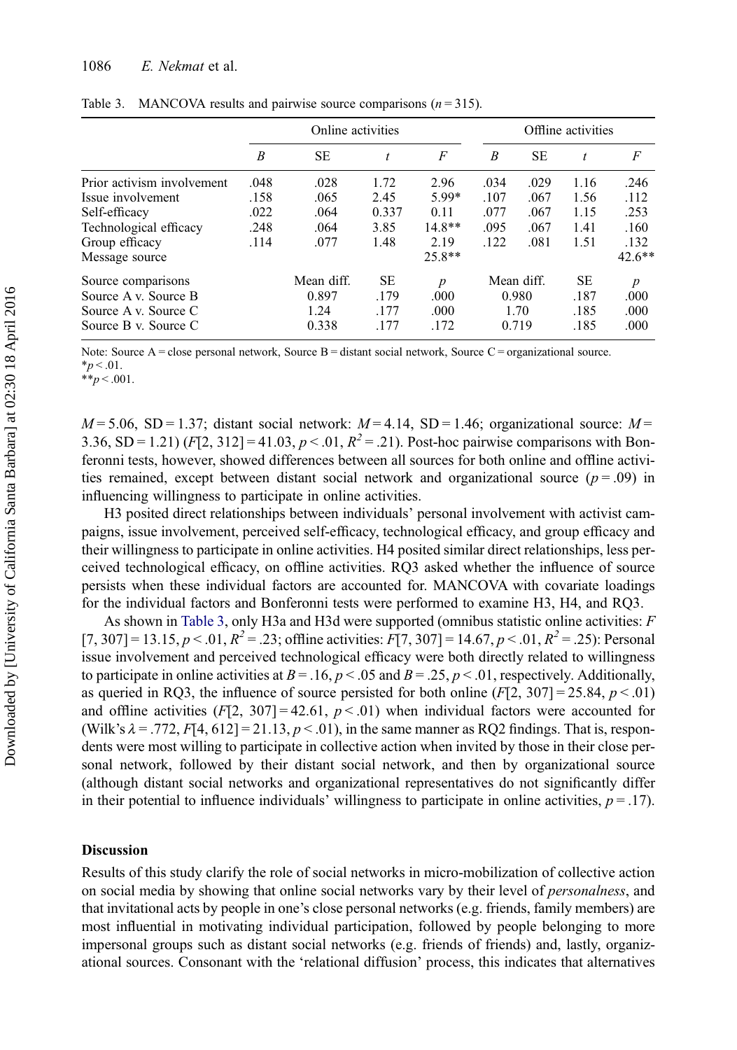Table 3. MANCOVA results and pairwise source comparisons ($n = 315$).

| | Online activities | | | | Offline activities | | | |
|---|---|---|---|---|---|---|---|---|
| | *B* | SE | *t* | *F* | *B* | SE | *t* | *F* |
| Prior activism involvement | .048 | .028 | 1.72 | 2.96 | .034 | .029 | 1.16 | .246 |
| Issue involvement | .158 | .065 | 2.45 | 5.99* | .107 | .067 | 1.56 | .112 |
| Self-efficacy | .022 | .064 | 0.337 | 0.11 | .077 | .067 | 1.15 | .253 |
| Technological efficacy | .248 | .064 | 3.85 | 14.8** | .095 | .067 | 1.41 | .160 |
| Group efficacy | .114 | .077 | 1.48 | 2.19 | .122 | .081 | 1.51 | .132 |
| Message source | | | | 25.8** | | | | 42.6** |
| Source comparisons | | Mean diff. | SE | *p* | | Mean diff. | SE | *p* |
| Source A v. Source B | | 0.897 | .179 | .000 | | 0.980 | .187 | .000 |
| Source A v. Source C | | 1.24 | .177 | .000 | | 1.70 | .185 | .000 |
| Source B v. Source C | | 0.338 | .177 | .172 | | 0.719 | .185 | .000 |

Note: Source A = close personal network, Source B = distant social network, Source C = organizational source.
*$p < .01$.
**$p < .001$.

$M = 5.06$, $SD = 1.37$; distant social network: $M = 4.14$, $SD = 1.46$; organizational source: $M = 3.36$, $SD = 1.21$) ($F[2, 312] = 41.03$, $p < .01$, $R^2 = .21$). Post-hoc pairwise comparisons with Bonferonni tests, however, showed differences between all sources for both online and offline activities remained, except between distant social network and organizational source ($p = .09$) in influencing willingness to participate in online activities.

H3 posited direct relationships between individuals' personal involvement with activist campaigns, issue involvement, perceived self-efficacy, technological efficacy, and group efficacy and their willingness to participate in online activities. H4 posited similar direct relationships, less perceived technological efficacy, on offline activities. RQ3 asked whether the influence of source persists when these individual factors are accounted for. MANCOVA with covariate loadings for the individual factors and Bonferonni tests were performed to examine H3, H4, and RQ3.

As shown in Table 3, only H3a and H3d were supported (omnibus statistic online activities: $F[7, 307] = 13.15$, $p < .01$, $R^2 = .23$; offline activities: $F[7, 307] = 14.67$, $p < .01$, $R^2 = .25$): Personal issue involvement and perceived technological efficacy were both directly related to willingness to participate in online activities at $B = .16$, $p < .05$ and $B = .25$, $p < .01$, respectively. Additionally, as queried in RQ3, the influence of source persisted for both online ($F[2, 307] = 25.84$, $p < .01$) and offline activities ($F[2, 307] = 42.61$, $p < .01$) when individual factors were accounted for (Wilk's $\lambda = .772$, $F[4, 612] = 21.13$, $p < .01$), in the same manner as RQ2 findings. That is, respondents were most willing to participate in collective action when invited by those in their close personal network, followed by their distant social network, and then by organizational source (although distant social networks and organizational representatives do not significantly differ in their potential to influence individuals' willingness to participate in online activities, $p = .17$).

## Discussion

Results of this study clarify the role of social networks in micro-mobilization of collective action on social media by showing that online social networks vary by their level of *personalness*, and that invitational acts by people in one's close personal networks (e.g. friends, family members) are most influential in motivating individual participation, followed by people belonging to more impersonal groups such as distant social networks (e.g. friends of friends) and, lastly, organizational sources. Consonant with the 'relational diffusion' process, this indicates that alternatives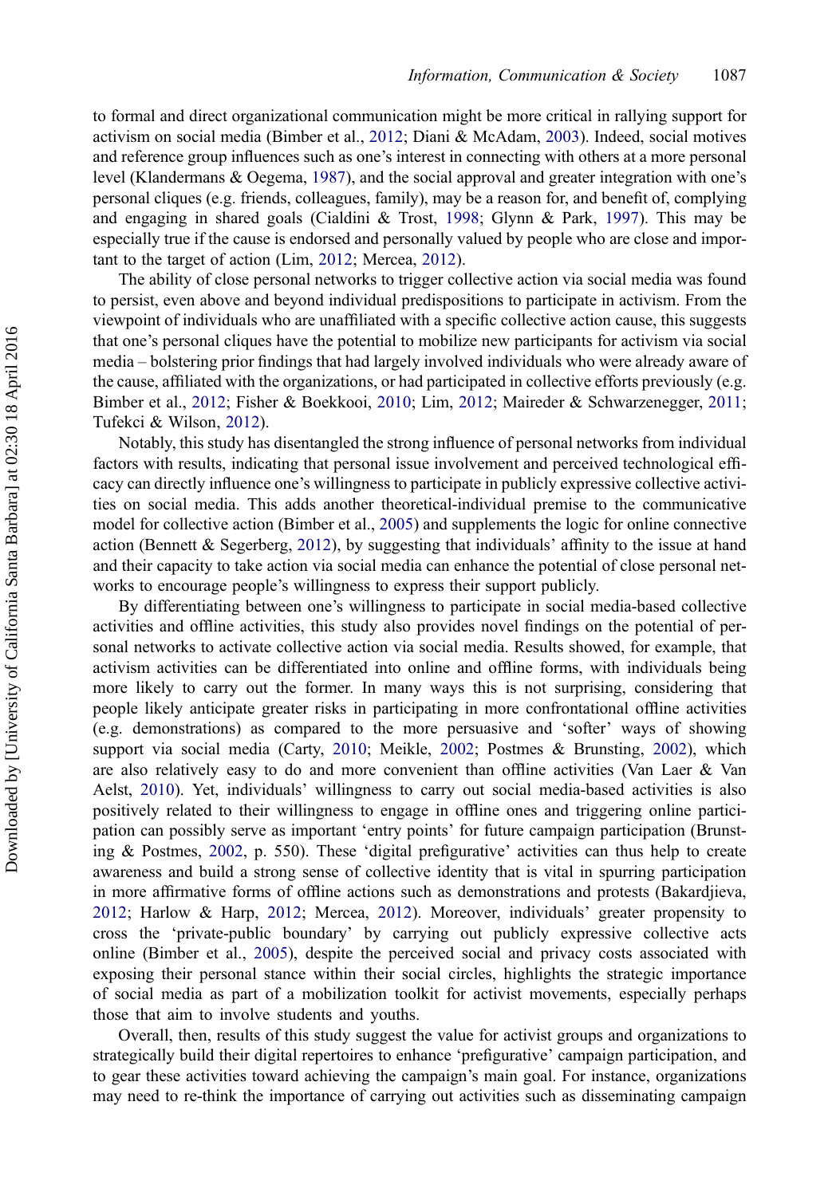to formal and direct organizational communication might be more critical in rallying support for activism on social media (Bimber et al., 2012; Diani & McAdam, 2003). Indeed, social motives and reference group influences such as one's interest in connecting with others at a more personal level (Klandermans & Oegema, 1987), and the social approval and greater integration with one's personal cliques (e.g. friends, colleagues, family), may be a reason for, and benefit of, complying and engaging in shared goals (Cialdini & Trost, 1998; Glynn & Park, 1997). This may be especially true if the cause is endorsed and personally valued by people who are close and important to the target of action (Lim, 2012; Mercea, 2012).

The ability of close personal networks to trigger collective action via social media was found to persist, even above and beyond individual predispositions to participate in activism. From the viewpoint of individuals who are unaffiliated with a specific collective action cause, this suggests that one's personal cliques have the potential to mobilize new participants for activism via social media – bolstering prior findings that had largely involved individuals who were already aware of the cause, affiliated with the organizations, or had participated in collective efforts previously (e.g. Bimber et al., 2012; Fisher & Boekkooi, 2010; Lim, 2012; Maireder & Schwarzenegger, 2011; Tufekci & Wilson, 2012).

Notably, this study has disentangled the strong influence of personal networks from individual factors with results, indicating that personal issue involvement and perceived technological efficacy can directly influence one's willingness to participate in publicly expressive collective activities on social media. This adds another theoretical-individual premise to the communicative model for collective action (Bimber et al., 2005) and supplements the logic for online connective action (Bennett & Segerberg, 2012), by suggesting that individuals' affinity to the issue at hand and their capacity to take action via social media can enhance the potential of close personal networks to encourage people's willingness to express their support publicly.

By differentiating between one's willingness to participate in social media-based collective activities and offline activities, this study also provides novel findings on the potential of personal networks to activate collective action via social media. Results showed, for example, that activism activities can be differentiated into online and offline forms, with individuals being more likely to carry out the former. In many ways this is not surprising, considering that people likely anticipate greater risks in participating in more confrontational offline activities (e.g. demonstrations) as compared to the more persuasive and 'softer' ways of showing support via social media (Carty, 2010; Meikle, 2002; Postmes & Brunsting, 2002), which are also relatively easy to do and more convenient than offline activities (Van Laer & Van Aelst, 2010). Yet, individuals' willingness to carry out social media-based activities is also positively related to their willingness to engage in offline ones and triggering online participation can possibly serve as important 'entry points' for future campaign participation (Brunsting & Postmes, 2002, p. 550). These 'digital prefigurative' activities can thus help to create awareness and build a strong sense of collective identity that is vital in spurring participation in more affirmative forms of offline actions such as demonstrations and protests (Bakardjieva, 2012; Harlow & Harp, 2012; Mercea, 2012). Moreover, individuals' greater propensity to cross the 'private-public boundary' by carrying out publicly expressive collective acts online (Bimber et al., 2005), despite the perceived social and privacy costs associated with exposing their personal stance within their social circles, highlights the strategic importance of social media as part of a mobilization toolkit for activist movements, especially perhaps those that aim to involve students and youths.

Overall, then, results of this study suggest the value for activist groups and organizations to strategically build their digital repertoires to enhance 'prefigurative' campaign participation, and to gear these activities toward achieving the campaign's main goal. For instance, organizations may need to re-think the importance of carrying out activities such as disseminating campaign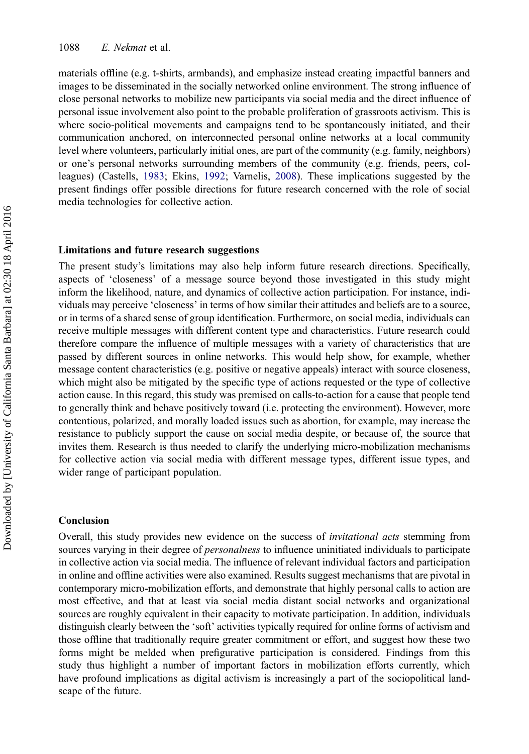materials offline (e.g. t-shirts, armbands), and emphasize instead creating impactful banners and images to be disseminated in the socially networked online environment. The strong influence of close personal networks to mobilize new participants via social media and the direct influence of personal issue involvement also point to the probable proliferation of grassroots activism. This is where socio-political movements and campaigns tend to be spontaneously initiated, and their communication anchored, on interconnected personal online networks at a local community level where volunteers, particularly initial ones, are part of the community (e.g. family, neighbors) or one's personal networks surrounding members of the community (e.g. friends, peers, colleagues) (Castells, 1983; Ekins, 1992; Varnelis, 2008). These implications suggested by the present findings offer possible directions for future research concerned with the role of social media technologies for collective action.

### Limitations and future research suggestions

The present study's limitations may also help inform future research directions. Specifically, aspects of 'closeness' of a message source beyond those investigated in this study might inform the likelihood, nature, and dynamics of collective action participation. For instance, individuals may perceive 'closeness' in terms of how similar their attitudes and beliefs are to a source, or in terms of a shared sense of group identification. Furthermore, on social media, individuals can receive multiple messages with different content type and characteristics. Future research could therefore compare the influence of multiple messages with a variety of characteristics that are passed by different sources in online networks. This would help show, for example, whether message content characteristics (e.g. positive or negative appeals) interact with source closeness, which might also be mitigated by the specific type of actions requested or the type of collective action cause. In this regard, this study was premised on calls-to-action for a cause that people tend to generally think and behave positively toward (i.e. protecting the environment). However, more contentious, polarized, and morally loaded issues such as abortion, for example, may increase the resistance to publicly support the cause on social media despite, or because of, the source that invites them. Research is thus needed to clarify the underlying micro-mobilization mechanisms for collective action via social media with different message types, different issue types, and wider range of participant population.

### Conclusion

Overall, this study provides new evidence on the success of *invitational acts* stemming from sources varying in their degree of *personalness* to influence uninitiated individuals to participate in collective action via social media. The influence of relevant individual factors and participation in online and offline activities were also examined. Results suggest mechanisms that are pivotal in contemporary micro-mobilization efforts, and demonstrate that highly personal calls to action are most effective, and that at least via social media distant social networks and organizational sources are roughly equivalent in their capacity to motivate participation. In addition, individuals distinguish clearly between the 'soft' activities typically required for online forms of activism and those offline that traditionally require greater commitment or effort, and suggest how these two forms might be melded when prefigurative participation is considered. Findings from this study thus highlight a number of important factors in mobilization efforts currently, which have profound implications as digital activism is increasingly a part of the sociopolitical landscape of the future.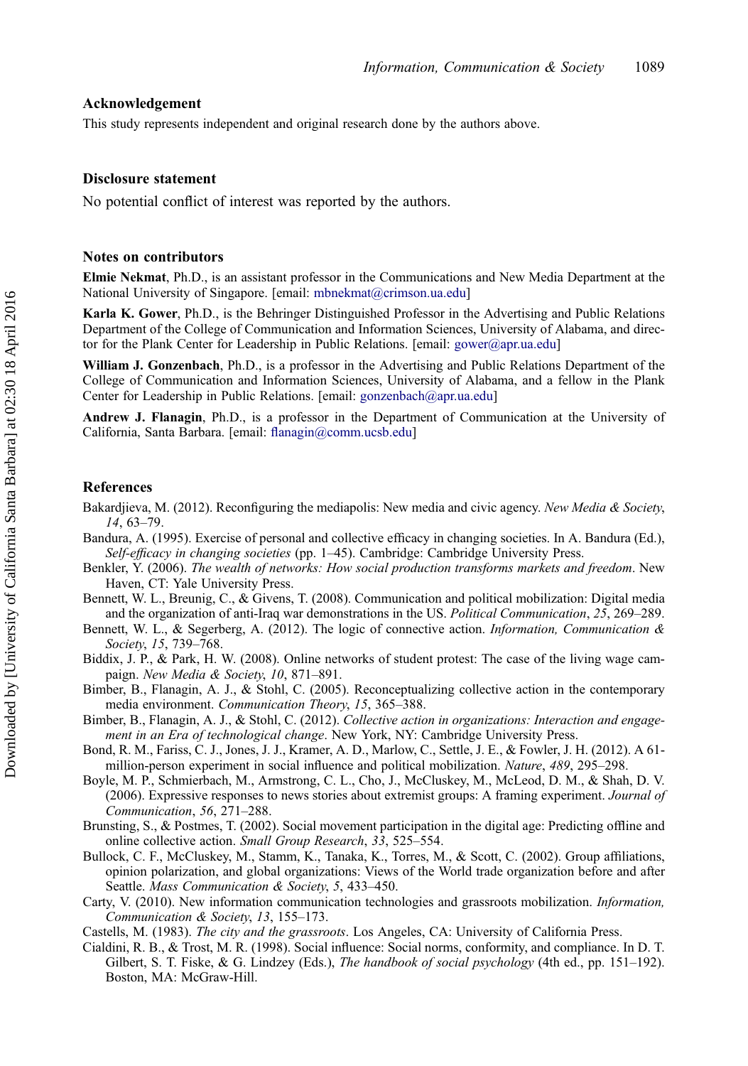## Acknowledgement

This study represents independent and original research done by the authors above.

## Disclosure statement

No potential conflict of interest was reported by the authors.

## Notes on contributors

**Elmie Nekmat**, Ph.D., is an assistant professor in the Communications and New Media Department at the National University of Singapore. [email: mbnekmat@crimson.ua.edu]

**Karla K. Gower**, Ph.D., is the Behringer Distinguished Professor in the Advertising and Public Relations Department of the College of Communication and Information Sciences, University of Alabama, and director for the Plank Center for Leadership in Public Relations. [email: gower@apr.ua.edu]

**William J. Gonzenbach**, Ph.D., is a professor in the Advertising and Public Relations Department of the College of Communication and Information Sciences, University of Alabama, and a fellow in the Plank Center for Leadership in Public Relations. [email: gonzenbach@apr.ua.edu]

**Andrew J. Flanagin**, Ph.D., is a professor in the Department of Communication at the University of California, Santa Barbara. [email: flanagin@comm.ucsb.edu]

## References

Bakardjieva, M. (2012). Reconfiguring the mediapolis: New media and civic agency. *New Media & Society*, *14*, 63–79.

Bandura, A. (1995). Exercise of personal and collective efficacy in changing societies. In A. Bandura (Ed.), *Self-efficacy in changing societies* (pp. 1–45). Cambridge: Cambridge University Press.

Benkler, Y. (2006). *The wealth of networks: How social production transforms markets and freedom*. New Haven, CT: Yale University Press.

Bennett, W. L., Breunig, C., & Givens, T. (2008). Communication and political mobilization: Digital media and the organization of anti-Iraq war demonstrations in the US. *Political Communication*, *25*, 269–289.

Bennett, W. L., & Segerberg, A. (2012). The logic of connective action. *Information, Communication & Society*, *15*, 739–768.

Biddix, J. P., & Park, H. W. (2008). Online networks of student protest: The case of the living wage campaign. *New Media & Society*, *10*, 871–891.

Bimber, B., Flanagin, A. J., & Stohl, C. (2005). Reconceptualizing collective action in the contemporary media environment. *Communication Theory*, *15*, 365–388.

Bimber, B., Flanagin, A. J., & Stohl, C. (2012). *Collective action in organizations: Interaction and engagement in an Era of technological change*. New York, NY: Cambridge University Press.

Bond, R. M., Fariss, C. J., Jones, J. J., Kramer, A. D., Marlow, C., Settle, J. E., & Fowler, J. H. (2012). A 61-million-person experiment in social influence and political mobilization. *Nature*, *489*, 295–298.

Boyle, M. P., Schmierbach, M., Armstrong, C. L., Cho, J., McCluskey, M., McLeod, D. M., & Shah, D. V. (2006). Expressive responses to news stories about extremist groups: A framing experiment. *Journal of Communication*, *56*, 271–288.

Brunsting, S., & Postmes, T. (2002). Social movement participation in the digital age: Predicting offline and online collective action. *Small Group Research*, *33*, 525–554.

Bullock, C. F., McCluskey, M., Stamm, K., Tanaka, K., Torres, M., & Scott, C. (2002). Group affiliations, opinion polarization, and global organizations: Views of the World trade organization before and after Seattle. *Mass Communication & Society*, *5*, 433–450.

Carty, V. (2010). New information communication technologies and grassroots mobilization. *Information, Communication & Society*, *13*, 155–173.

Castells, M. (1983). *The city and the grassroots*. Los Angeles, CA: University of California Press.

Cialdini, R. B., & Trost, M. R. (1998). Social influence: Social norms, conformity, and compliance. In D. T. Gilbert, S. T. Fiske, & G. Lindzey (Eds.), *The handbook of social psychology* (4th ed., pp. 151–192). Boston, MA: McGraw-Hill.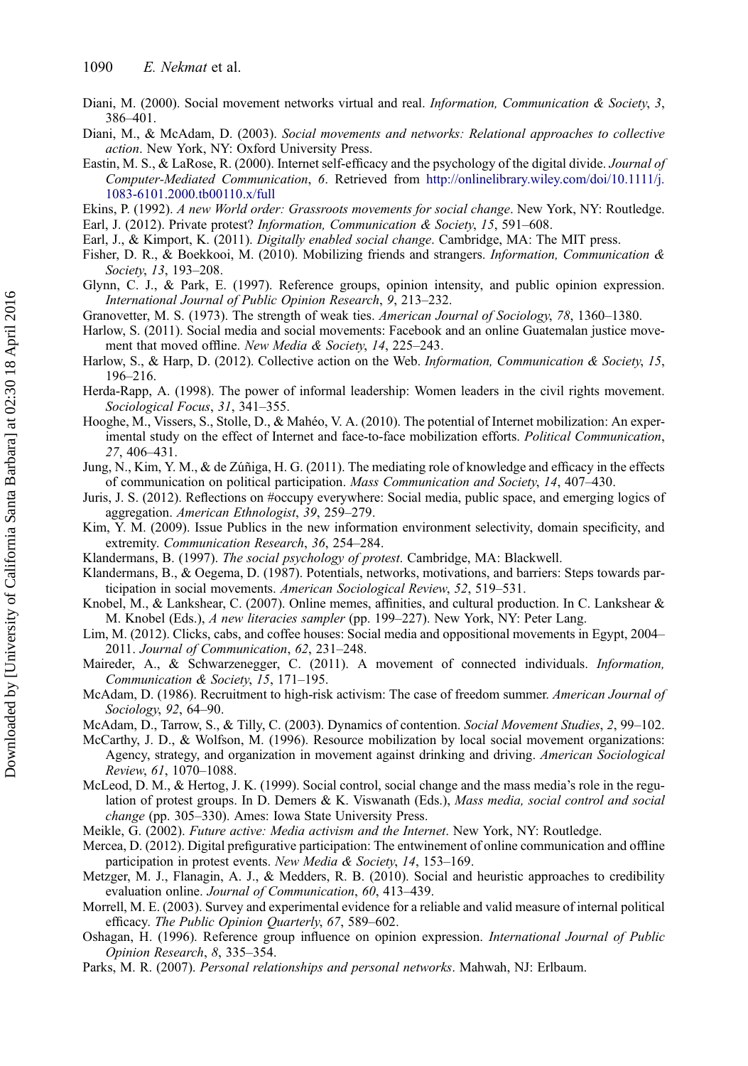Diani, M. (2000). Social movement networks virtual and real. *Information, Communication & Society*, *3*, 386–401.

Diani, M., & McAdam, D. (2003). *Social movements and networks: Relational approaches to collective action*. New York, NY: Oxford University Press.

Eastin, M. S., & LaRose, R. (2000). Internet self-efficacy and the psychology of the digital divide. *Journal of Computer-Mediated Communication*, *6*. Retrieved from http://onlinelibrary.wiley.com/doi/10.1111/j.1083-6101.2000.tb00110.x/full

Ekins, P. (1992). *A new World order: Grassroots movements for social change*. New York, NY: Routledge.

Earl, J. (2012). Private protest? *Information, Communication & Society*, *15*, 591–608.

Earl, J., & Kimport, K. (2011). *Digitally enabled social change*. Cambridge, MA: The MIT press.

Fisher, D. R., & Boekkooi, M. (2010). Mobilizing friends and strangers. *Information, Communication & Society*, *13*, 193–208.

Glynn, C. J., & Park, E. (1997). Reference groups, opinion intensity, and public opinion expression. *International Journal of Public Opinion Research*, *9*, 213–232.

Granovetter, M. S. (1973). The strength of weak ties. *American Journal of Sociology*, *78*, 1360–1380.

Harlow, S. (2011). Social media and social movements: Facebook and an online Guatemalan justice movement that moved offline. *New Media & Society*, *14*, 225–243.

Harlow, S., & Harp, D. (2012). Collective action on the Web. *Information, Communication & Society*, *15*, 196–216.

Herda-Rapp, A. (1998). The power of informal leadership: Women leaders in the civil rights movement. *Sociological Focus*, *31*, 341–355.

Hooghe, M., Vissers, S., Stolle, D., & Mahéo, V. A. (2010). The potential of Internet mobilization: An experimental study on the effect of Internet and face-to-face mobilization efforts. *Political Communication*, *27*, 406–431.

Jung, N., Kim, Y. M., & de Zúñiga, H. G. (2011). The mediating role of knowledge and efficacy in the effects of communication on political participation. *Mass Communication and Society*, *14*, 407–430.

Juris, J. S. (2012). Reflections on #occupy everywhere: Social media, public space, and emerging logics of aggregation. *American Ethnologist*, *39*, 259–279.

Kim, Y. M. (2009). Issue Publics in the new information environment selectivity, domain specificity, and extremity. *Communication Research*, *36*, 254–284.

Klandermans, B. (1997). *The social psychology of protest*. Cambridge, MA: Blackwell.

Klandermans, B., & Oegema, D. (1987). Potentials, networks, motivations, and barriers: Steps towards participation in social movements. *American Sociological Review*, *52*, 519–531.

Knobel, M., & Lankshear, C. (2007). Online memes, affinities, and cultural production. In C. Lankshear & M. Knobel (Eds.), *A new literacies sampler* (pp. 199–227). New York, NY: Peter Lang.

Lim, M. (2012). Clicks, cabs, and coffee houses: Social media and oppositional movements in Egypt, 2004–2011. *Journal of Communication*, *62*, 231–248.

Maireder, A., & Schwarzenegger, C. (2011). A movement of connected individuals. *Information, Communication & Society*, *15*, 171–195.

McAdam, D. (1986). Recruitment to high-risk activism: The case of freedom summer. *American Journal of Sociology*, *92*, 64–90.

McAdam, D., Tarrow, S., & Tilly, C. (2003). Dynamics of contention. *Social Movement Studies*, *2*, 99–102.

McCarthy, J. D., & Wolfson, M. (1996). Resource mobilization by local social movement organizations: Agency, strategy, and organization in movement against drinking and driving. *American Sociological Review*, *61*, 1070–1088.

McLeod, D. M., & Hertog, J. K. (1999). Social control, social change and the mass media's role in the regulation of protest groups. In D. Demers & K. Viswanath (Eds.), *Mass media, social control and social change* (pp. 305–330). Ames: Iowa State University Press.

Meikle, G. (2002). *Future active: Media activism and the Internet*. New York, NY: Routledge.

Mercea, D. (2012). Digital prefigurative participation: The entwinement of online communication and offline participation in protest events. *New Media & Society*, *14*, 153–169.

Metzger, M. J., Flanagin, A. J., & Medders, R. B. (2010). Social and heuristic approaches to credibility evaluation online. *Journal of Communication*, *60*, 413–439.

Morrell, M. E. (2003). Survey and experimental evidence for a reliable and valid measure of internal political efficacy. *The Public Opinion Quarterly*, *67*, 589–602.

Oshagan, H. (1996). Reference group influence on opinion expression. *International Journal of Public Opinion Research*, *8*, 335–354.

Parks, M. R. (2007). *Personal relationships and personal networks*. Mahwah, NJ: Erlbaum.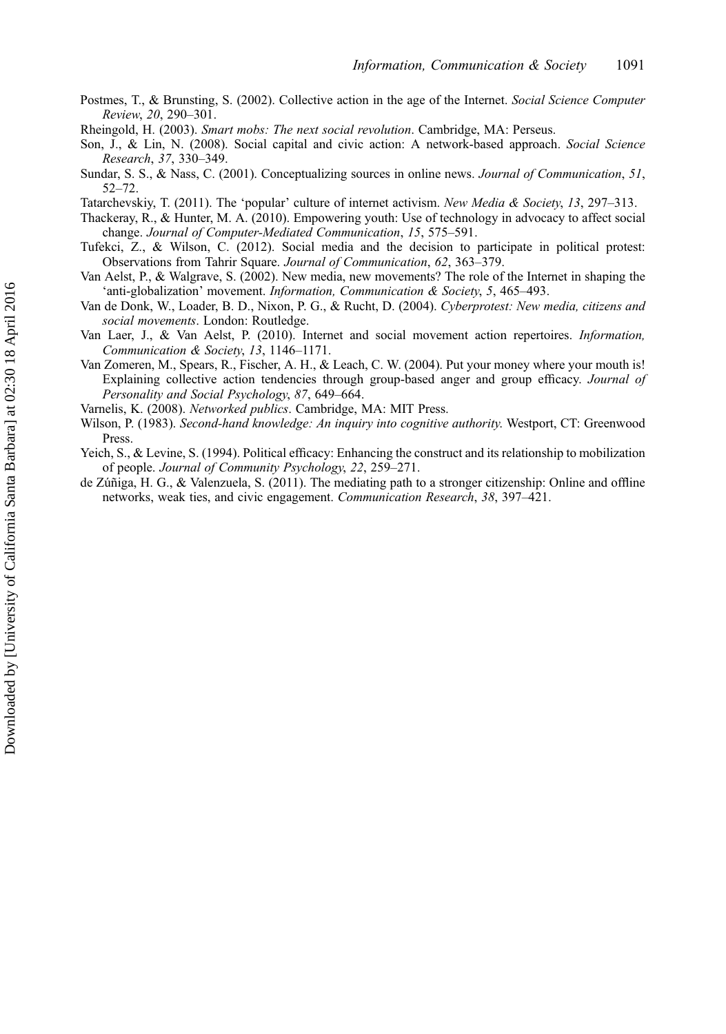Postmes, T., & Brunsting, S. (2002). Collective action in the age of the Internet. *Social Science Computer Review*, *20*, 290–301.

Rheingold, H. (2003). *Smart mobs: The next social revolution*. Cambridge, MA: Perseus.

Son, J., & Lin, N. (2008). Social capital and civic action: A network-based approach. *Social Science Research*, *37*, 330–349.

Sundar, S. S., & Nass, C. (2001). Conceptualizing sources in online news. *Journal of Communication*, *51*, 52–72.

Tatarchevskiy, T. (2011). The 'popular' culture of internet activism. *New Media & Society*, *13*, 297–313.

Thackeray, R., & Hunter, M. A. (2010). Empowering youth: Use of technology in advocacy to affect social change. *Journal of Computer-Mediated Communication*, *15*, 575–591.

Tufekci, Z., & Wilson, C. (2012). Social media and the decision to participate in political protest: Observations from Tahrir Square. *Journal of Communication*, *62*, 363–379.

Van Aelst, P., & Walgrave, S. (2002). New media, new movements? The role of the Internet in shaping the 'anti-globalization' movement. *Information, Communication & Society*, *5*, 465–493.

Van de Donk, W., Loader, B. D., Nixon, P. G., & Rucht, D. (2004). *Cyberprotest: New media, citizens and social movements*. London: Routledge.

Van Laer, J., & Van Aelst, P. (2010). Internet and social movement action repertoires. *Information, Communication & Society*, *13*, 1146–1171.

Van Zomeren, M., Spears, R., Fischer, A. H., & Leach, C. W. (2004). Put your money where your mouth is! Explaining collective action tendencies through group-based anger and group efficacy. *Journal of Personality and Social Psychology*, *87*, 649–664.

Varnelis, K. (2008). *Networked publics*. Cambridge, MA: MIT Press.

Wilson, P. (1983). *Second-hand knowledge: An inquiry into cognitive authority.* Westport, CT: Greenwood Press.

Yeich, S., & Levine, S. (1994). Political efficacy: Enhancing the construct and its relationship to mobilization of people. *Journal of Community Psychology*, *22*, 259–271.

de Zúñiga, H. G., & Valenzuela, S. (2011). The mediating path to a stronger citizenship: Online and offline networks, weak ties, and civic engagement. *Communication Research*, *38*, 397–421.